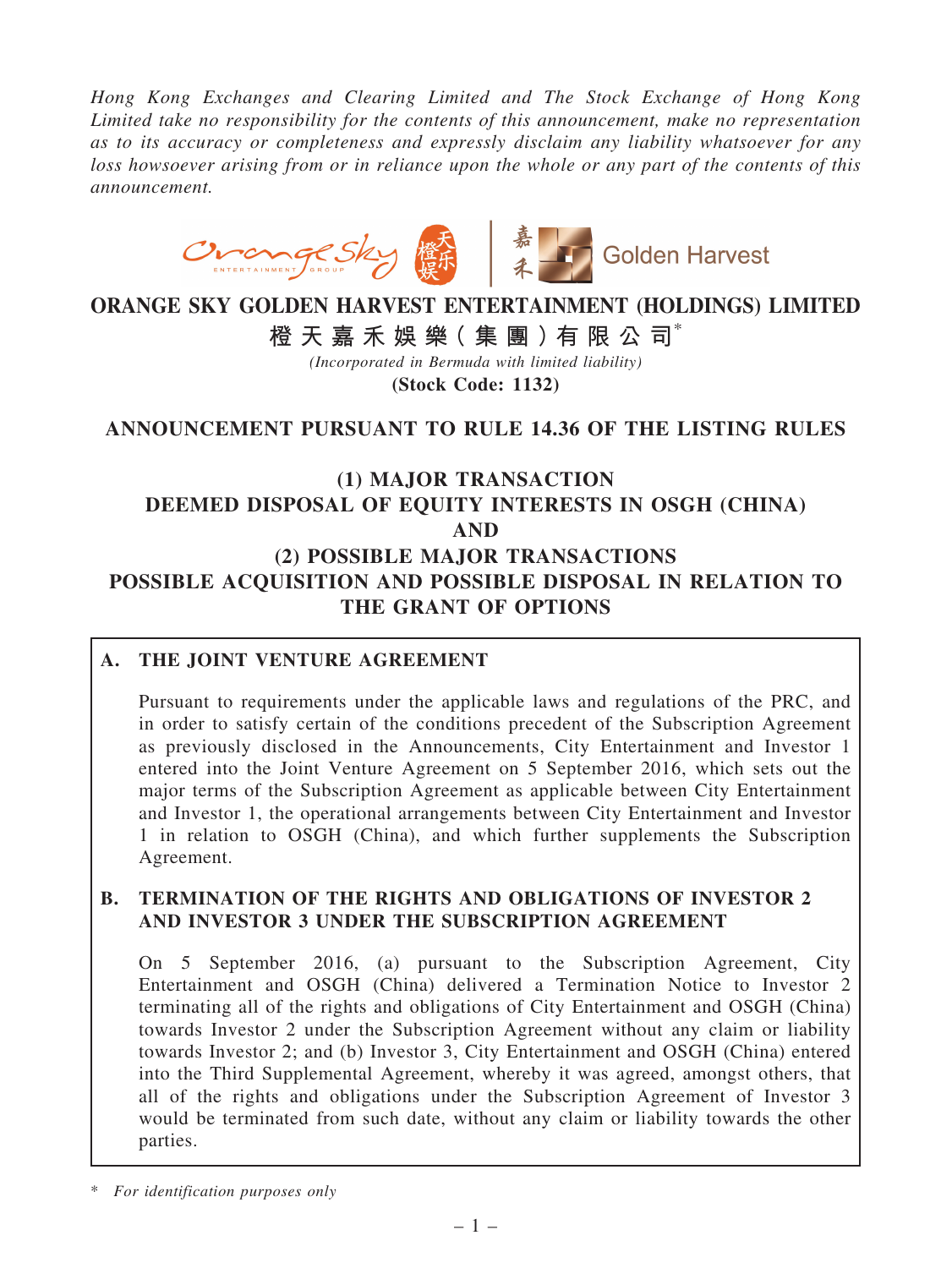*Hong Kong Exchanges and Clearing Limited and The Stock Exchange of Hong Kong Limited take no responsibility for the contents of this announcement, make no representation as to its accuracy or completeness and expressly disclaim any liability whatsoever for any loss howsoever arising from or in reliance upon the whole or any part of the contents of this announcement.*

# ORANGE SKY GOLDEN HARVEST ENTERTAINMENT (HOLDINGS) LIMITED

**橙天嘉禾娛樂(集團)有限公司***

*(Incorporated in Bermuda with limited liability)*

**(Stock Code: 1132)**

## ANNOUNCEMENT PURSUANT TO RULE 14.36 OF THE LISTING RULES

## (1) MAJOR TRANSACTION DEEMED DISPOSAL OF EQUITY INTERESTS IN OSGH (CHINA) AND (2) POSSIBLE MAJOR TRANSACTIONS POSSIBLE ACQUISITION AND POSSIBLE DISPOSAL IN RELATION TO THE GRANT OF OPTIONS

### A. THE JOINT VENTURE AGREEMENT

Pursuant to requirements under the applicable laws and regulations of the PRC, and in order to satisfy certain of the conditions precedent of the Subscription Agreement as previously disclosed in the Announcements, City Entertainment and Investor 1 entered into the Joint Venture Agreement on 5 September 2016, which sets out the major terms of the Subscription Agreement as applicable between City Entertainment and Investor 1, the operational arrangements between City Entertainment and Investor 1 in relation to OSGH (China), and which further supplements the Subscription Agreement.

### B. TERMINATION OF THE RIGHTS AND OBLIGATIONS OF INVESTOR 2 AND INVESTOR 3 UNDER THE SUBSCRIPTION AGREEMENT

On 5 September 2016, (a) pursuant to the Subscription Agreement, City Entertainment and OSGH (China) delivered a Termination Notice to Investor 2 terminating all of the rights and obligations of City Entertainment and OSGH (China) towards Investor 2 under the Subscription Agreement without any claim or liability towards Investor 2; and (b) Investor 3, City Entertainment and OSGH (China) entered into the Third Supplemental Agreement, whereby it was agreed, amongst others, that all of the rights and obligations under the Subscription Agreement of Investor 3 would be terminated from such date, without any claim or liability towards the other parties.

\* *For identification purposes only*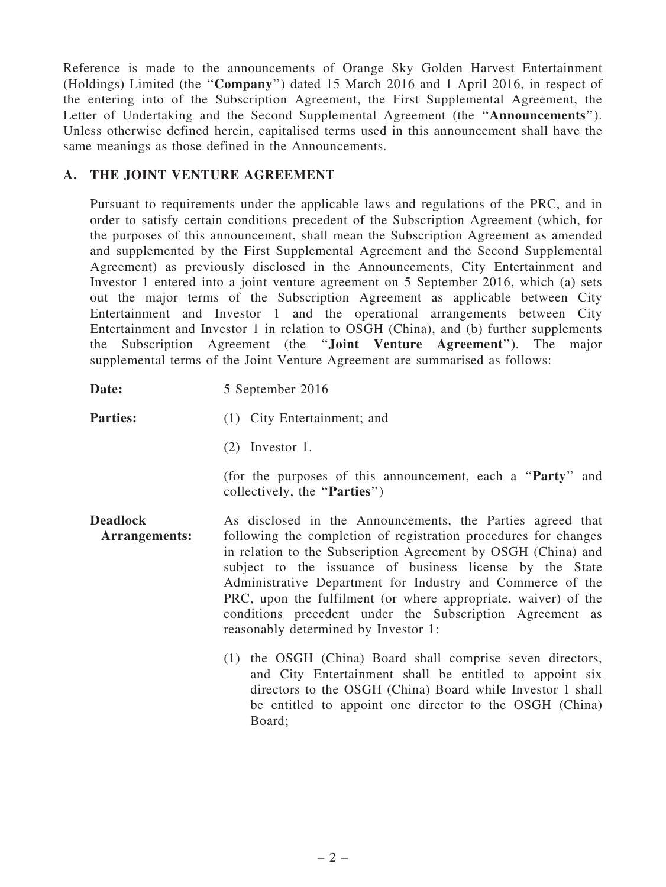Reference is made to the announcements of Orange Sky Golden Harvest Entertainment (Holdings) Limited (the "**Company**") dated 15 March 2016 and 1 April 2016, in respect of the entering into of the Subscription Agreement, the First Supplemental Agreement, the Letter of Undertaking and the Second Supplemental Agreement (the "**Announcements**"). Unless otherwise defined herein, capitalised terms used in this announcement shall have the same meanings as those defined in the Announcements.

## A. THE JOINT VENTURE AGREEMENT

Pursuant to requirements under the applicable laws and regulations of the PRC, and in order to satisfy certain conditions precedent of the Subscription Agreement (which, for the purposes of this announcement, shall mean the Subscription Agreement as amended and supplemented by the First Supplemental Agreement and the Second Supplemental Agreement) as previously disclosed in the Announcements, City Entertainment and Investor 1 entered into a joint venture agreement on 5 September 2016, which (a) sets out the major terms of the Subscription Agreement as applicable between City Entertainment and Investor 1 and the operational arrangements between City Entertainment and Investor 1 in relation to OSGH (China), and (b) further supplements the Subscription Agreement (the "**Joint Venture Agreement**"). The major supplemental terms of the Joint Venture Agreement are summarised as follows:

**Date:** 5 September 2016

**Parties:**

(1) City Entertainment; and

(2) Investor 1.

(for the purposes of this announcement, each a "**Party**" and collectively, the "**Parties**")

**Deadlock Arrangements:** As disclosed in the Announcements, the Parties agreed that following the completion of registration procedures for changes in relation to the Subscription Agreement by OSGH (China) and subject to the issuance of business license by the State Administrative Department for Industry and Commerce of the PRC, upon the fulfilment (or where appropriate, waiver) of the conditions precedent under the Subscription Agreement as reasonably determined by Investor 1:

(1) the OSGH (China) Board shall comprise seven directors, and City Entertainment shall be entitled to appoint six directors to the OSGH (China) Board while Investor 1 shall be entitled to appoint one director to the OSGH (China) Board;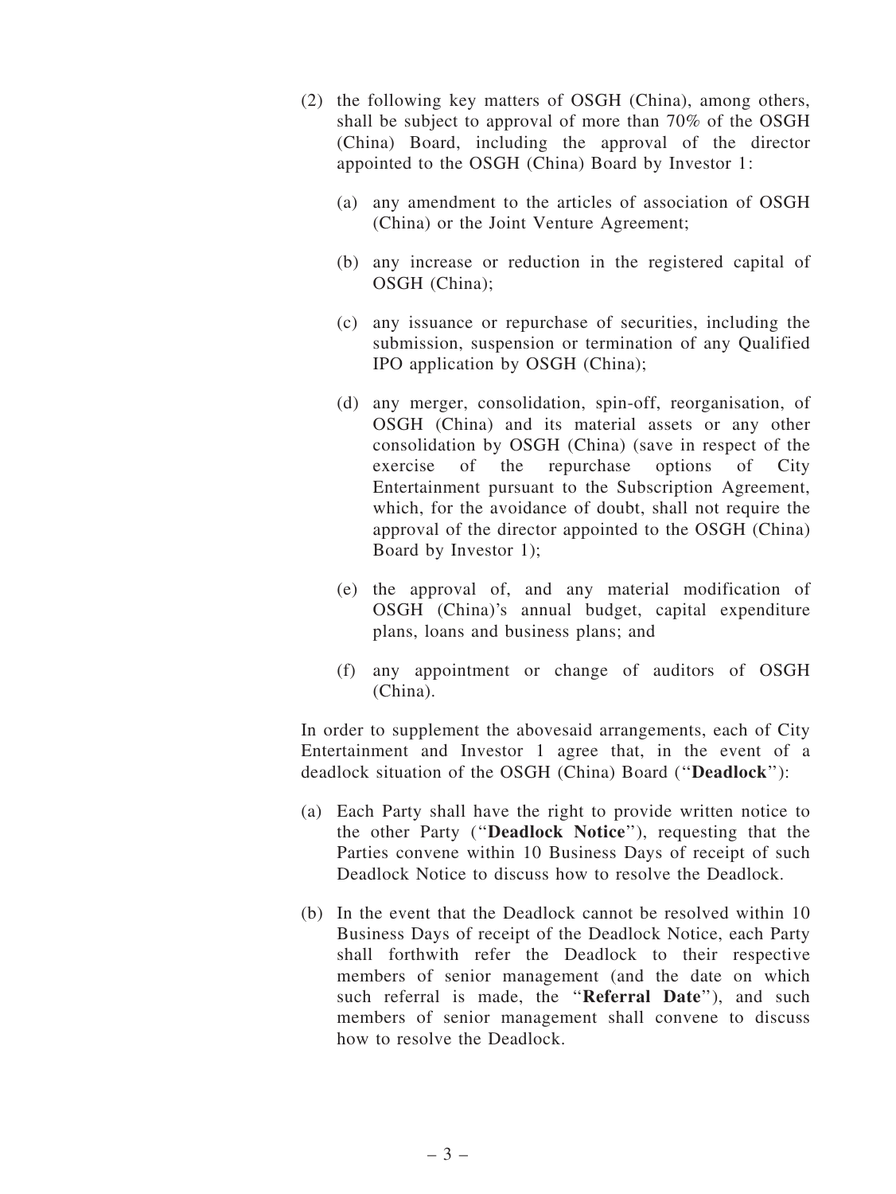(2) the following key matters of OSGH (China), among others, shall be subject to approval of more than 70% of the OSGH (China) Board, including the approval of the director appointed to the OSGH (China) Board by Investor 1:

   (a) any amendment to the articles of association of OSGH (China) or the Joint Venture Agreement;

   (b) any increase or reduction in the registered capital of OSGH (China);

   (c) any issuance or repurchase of securities, including the submission, suspension or termination of any Qualified IPO application by OSGH (China);

   (d) any merger, consolidation, spin-off, reorganisation, of OSGH (China) and its material assets or any other consolidation by OSGH (China) (save in respect of the exercise of the repurchase options of City Entertainment pursuant to the Subscription Agreement, which, for the avoidance of doubt, shall not require the approval of the director appointed to the OSGH (China) Board by Investor 1);

   (e) the approval of, and any material modification of OSGH (China)'s annual budget, capital expenditure plans, loans and business plans; and

   (f) any appointment or change of auditors of OSGH (China).

In order to supplement the abovesaid arrangements, each of City Entertainment and Investor 1 agree that, in the event of a deadlock situation of the OSGH (China) Board ("**Deadlock**"):

(a) Each Party shall have the right to provide written notice to the other Party ("**Deadlock Notice**"), requesting that the Parties convene within 10 Business Days of receipt of such Deadlock Notice to discuss how to resolve the Deadlock.

(b) In the event that the Deadlock cannot be resolved within 10 Business Days of receipt of the Deadlock Notice, each Party shall forthwith refer the Deadlock to their respective members of senior management (and the date on which such referral is made, the "**Referral Date**"), and such members of senior management shall convene to discuss how to resolve the Deadlock.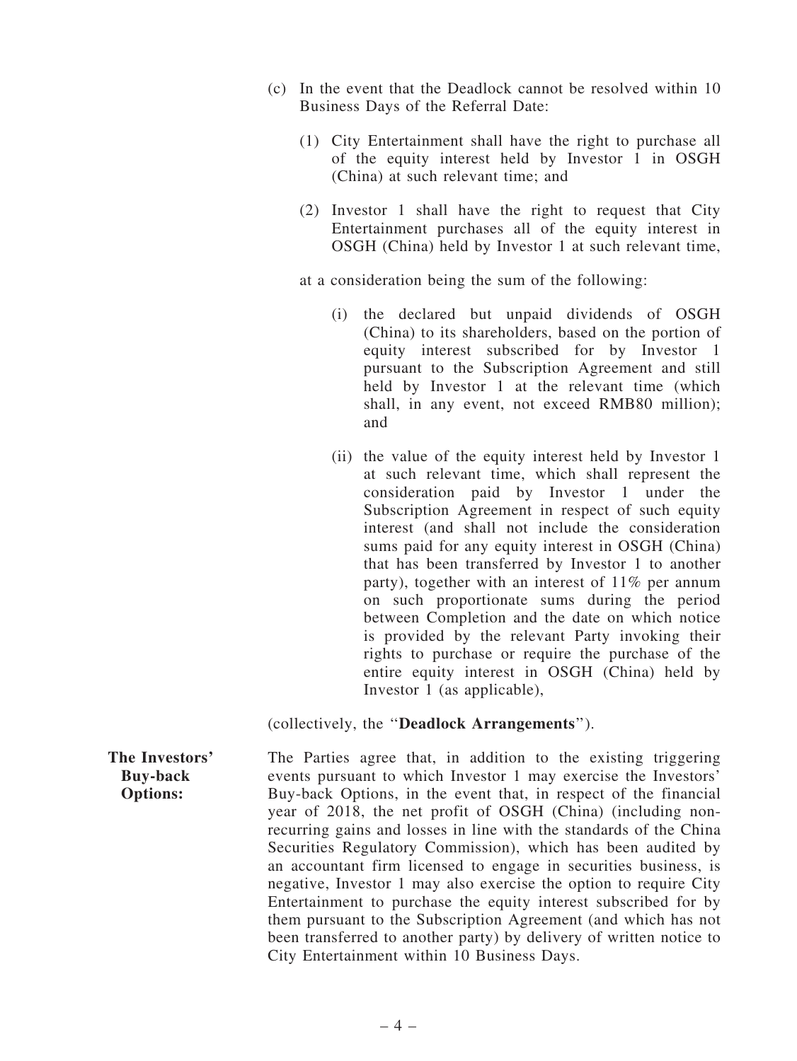(c) In the event that the Deadlock cannot be resolved within 10 Business Days of the Referral Date:

   (1) City Entertainment shall have the right to purchase all of the equity interest held by Investor 1 in OSGH (China) at such relevant time; and

   (2) Investor 1 shall have the right to request that City Entertainment purchases all of the equity interest in OSGH (China) held by Investor 1 at such relevant time,

   at a consideration being the sum of the following:

   (i) the declared but unpaid dividends of OSGH (China) to its shareholders, based on the portion of equity interest subscribed for by Investor 1 pursuant to the Subscription Agreement and still held by Investor 1 at the relevant time (which shall, in any event, not exceed RMB80 million); and

   (ii) the value of the equity interest held by Investor 1 at such relevant time, which shall represent the consideration paid by Investor 1 under the Subscription Agreement in respect of such equity interest (and shall not include the consideration sums paid for any equity interest in OSGH (China) that has been transferred by Investor 1 to another party), together with an interest of 11% per annum on such proportionate sums during the period between Completion and the date on which notice is provided by the relevant Party invoking their rights to purchase or require the purchase of the entire equity interest in OSGH (China) held by Investor 1 (as applicable),

(collectively, the "**Deadlock Arrangements**").

**The Investors' Buy-back Options:**

The Parties agree that, in addition to the existing triggering events pursuant to which Investor 1 may exercise the Investors' Buy-back Options, in the event that, in respect of the financial year of 2018, the net profit of OSGH (China) (including non-recurring gains and losses in line with the standards of the China Securities Regulatory Commission), which has been audited by an accountant firm licensed to engage in securities business, is negative, Investor 1 may also exercise the option to require City Entertainment to purchase the equity interest subscribed for by them pursuant to the Subscription Agreement (and which has not been transferred to another party) by delivery of written notice to City Entertainment within 10 Business Days.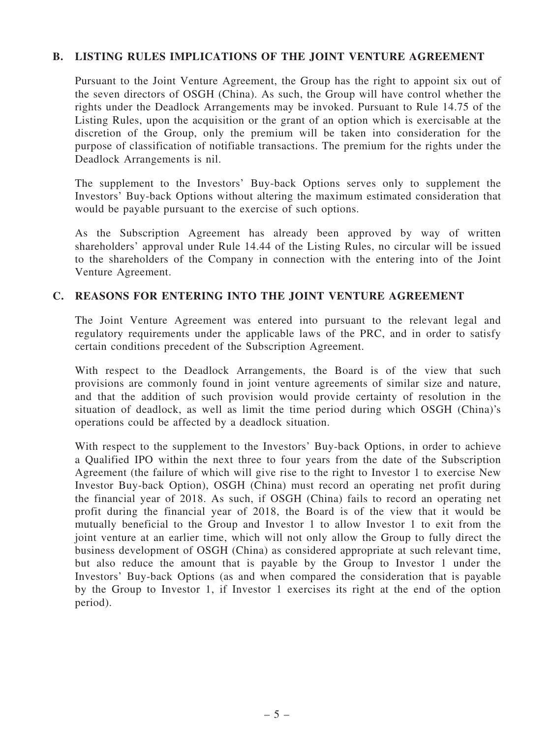## B. LISTING RULES IMPLICATIONS OF THE JOINT VENTURE AGREEMENT

Pursuant to the Joint Venture Agreement, the Group has the right to appoint six out of the seven directors of OSGH (China). As such, the Group will have control whether the rights under the Deadlock Arrangements may be invoked. Pursuant to Rule 14.75 of the Listing Rules, upon the acquisition or the grant of an option which is exercisable at the discretion of the Group, only the premium will be taken into consideration for the purpose of classification of notifiable transactions. The premium for the rights under the Deadlock Arrangements is nil.

The supplement to the Investors' Buy-back Options serves only to supplement the Investors' Buy-back Options without altering the maximum estimated consideration that would be payable pursuant to the exercise of such options.

As the Subscription Agreement has already been approved by way of written shareholders' approval under Rule 14.44 of the Listing Rules, no circular will be issued to the shareholders of the Company in connection with the entering into of the Joint Venture Agreement.

## C. REASONS FOR ENTERING INTO THE JOINT VENTURE AGREEMENT

The Joint Venture Agreement was entered into pursuant to the relevant legal and regulatory requirements under the applicable laws of the PRC, and in order to satisfy certain conditions precedent of the Subscription Agreement.

With respect to the Deadlock Arrangements, the Board is of the view that such provisions are commonly found in joint venture agreements of similar size and nature, and that the addition of such provision would provide certainty of resolution in the situation of deadlock, as well as limit the time period during which OSGH (China)'s operations could be affected by a deadlock situation.

With respect to the supplement to the Investors' Buy-back Options, in order to achieve a Qualified IPO within the next three to four years from the date of the Subscription Agreement (the failure of which will give rise to the right to Investor 1 to exercise New Investor Buy-back Option), OSGH (China) must record an operating net profit during the financial year of 2018. As such, if OSGH (China) fails to record an operating net profit during the financial year of 2018, the Board is of the view that it would be mutually beneficial to the Group and Investor 1 to allow Investor 1 to exit from the joint venture at an earlier time, which will not only allow the Group to fully direct the business development of OSGH (China) as considered appropriate at such relevant time, but also reduce the amount that is payable by the Group to Investor 1 under the Investors' Buy-back Options (as and when compared the consideration that is payable by the Group to Investor 1, if Investor 1 exercises its right at the end of the option period).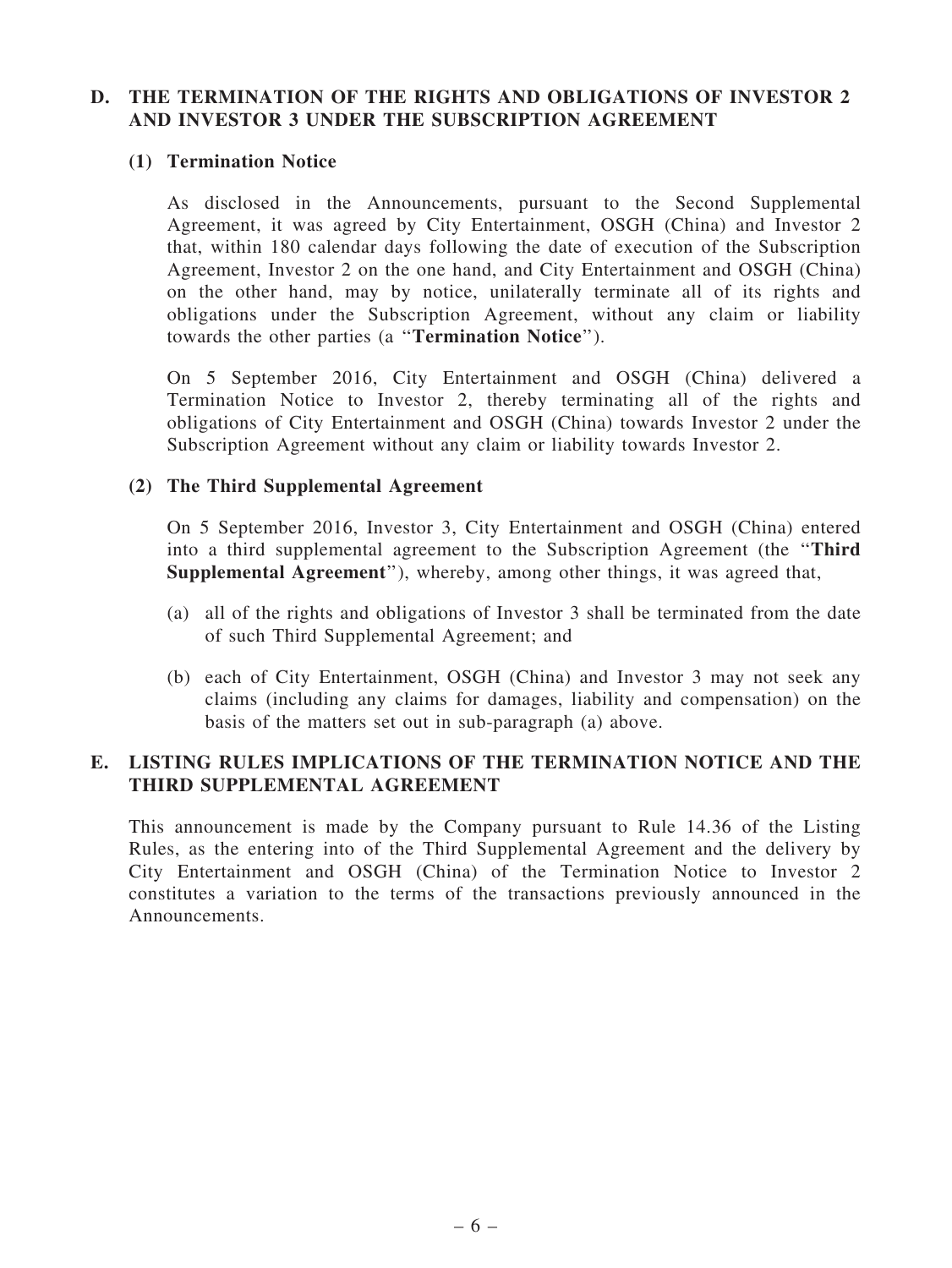## D. THE TERMINATION OF THE RIGHTS AND OBLIGATIONS OF INVESTOR 2 AND INVESTOR 3 UNDER THE SUBSCRIPTION AGREEMENT

### (1) Termination Notice

As disclosed in the Announcements, pursuant to the Second Supplemental Agreement, it was agreed by City Entertainment, OSGH (China) and Investor 2 that, within 180 calendar days following the date of execution of the Subscription Agreement, Investor 2 on the one hand, and City Entertainment and OSGH (China) on the other hand, may by notice, unilaterally terminate all of its rights and obligations under the Subscription Agreement, without any claim or liability towards the other parties (a "**Termination Notice**").

On 5 September 2016, City Entertainment and OSGH (China) delivered a Termination Notice to Investor 2, thereby terminating all of the rights and obligations of City Entertainment and OSGH (China) towards Investor 2 under the Subscription Agreement without any claim or liability towards Investor 2.

### (2) The Third Supplemental Agreement

On 5 September 2016, Investor 3, City Entertainment and OSGH (China) entered into a third supplemental agreement to the Subscription Agreement (the "**Third Supplemental Agreement**"), whereby, among other things, it was agreed that,

(a) all of the rights and obligations of Investor 3 shall be terminated from the date of such Third Supplemental Agreement; and

(b) each of City Entertainment, OSGH (China) and Investor 3 may not seek any claims (including any claims for damages, liability and compensation) on the basis of the matters set out in sub-paragraph (a) above.

## E. LISTING RULES IMPLICATIONS OF THE TERMINATION NOTICE AND THE THIRD SUPPLEMENTAL AGREEMENT

This announcement is made by the Company pursuant to Rule 14.36 of the Listing Rules, as the entering into of the Third Supplemental Agreement and the delivery by City Entertainment and OSGH (China) of the Termination Notice to Investor 2 constitutes a variation to the terms of the transactions previously announced in the Announcements.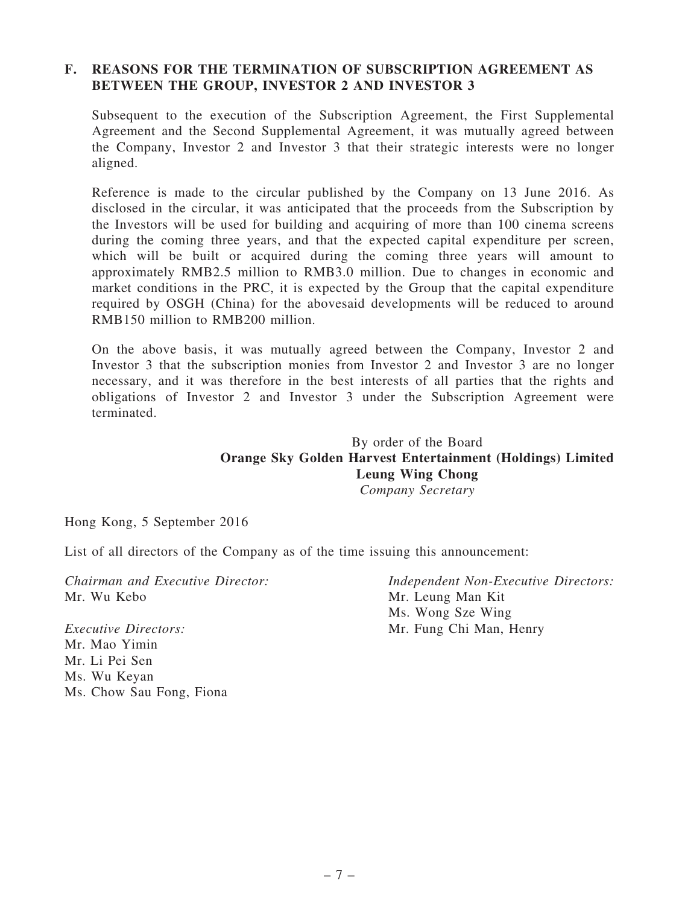## F. REASONS FOR THE TERMINATION OF SUBSCRIPTION AGREEMENT AS BETWEEN THE GROUP, INVESTOR 2 AND INVESTOR 3

Subsequent to the execution of the Subscription Agreement, the First Supplemental Agreement and the Second Supplemental Agreement, it was mutually agreed between the Company, Investor 2 and Investor 3 that their strategic interests were no longer aligned.

Reference is made to the circular published by the Company on 13 June 2016. As disclosed in the circular, it was anticipated that the proceeds from the Subscription by the Investors will be used for building and acquiring of more than 100 cinema screens during the coming three years, and that the expected capital expenditure per screen, which will be built or acquired during the coming three years will amount to approximately RMB2.5 million to RMB3.0 million. Due to changes in economic and market conditions in the PRC, it is expected by the Group that the capital expenditure required by OSGH (China) for the abovesaid developments will be reduced to around RMB150 million to RMB200 million.

On the above basis, it was mutually agreed between the Company, Investor 2 and Investor 3 that the subscription monies from Investor 2 and Investor 3 are no longer necessary, and it was therefore in the best interests of all parties that the rights and obligations of Investor 2 and Investor 3 under the Subscription Agreement were terminated.

By order of the Board
**Orange Sky Golden Harvest Entertainment (Holdings) Limited**
**Leung Wing Chong**
*Company Secretary*

Hong Kong, 5 September 2016

List of all directors of the Company as of the time issuing this announcement:

*Chairman and Executive Director:*
Mr. Wu Kebo

*Executive Directors:*
Mr. Mao Yimin
Mr. Li Pei Sen
Ms. Wu Keyan
Ms. Chow Sau Fong, Fiona

*Independent Non-Executive Directors:*
Mr. Leung Man Kit
Ms. Wong Sze Wing
Mr. Fung Chi Man, Henry